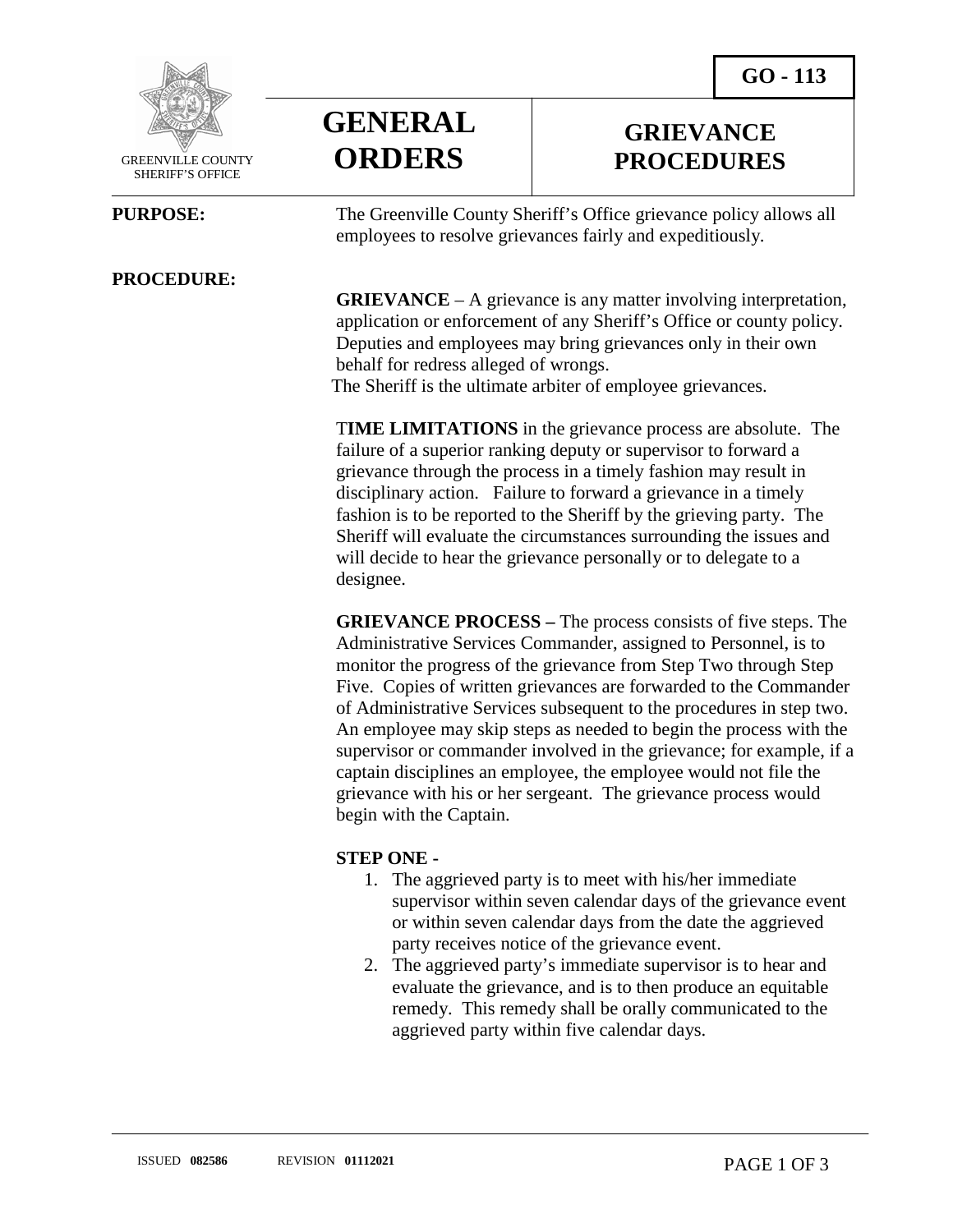GO - 113

GREENVILLE COUNTY SHERIFF'S OFFICE

# GENERAL ORDERS

# GRIEVANCE PROCEDURES

**PURPOSE:** The Greenville County Sheriff's Office grievance policy allows all employees to resolve grievances fairly and expeditiously.

**PROCEDURE:**

**GRIEVANCE** – A grievance is any matter involving interpretation, application or enforcement of any Sheriff's Office or county policy. Deputies and employees may bring grievances only in their own behalf for redress alleged of wrongs.
The Sheriff is the ultimate arbiter of employee grievances.

T**IME LIMITATIONS** in the grievance process are absolute. The failure of a superior ranking deputy or supervisor to forward a grievance through the process in a timely fashion may result in disciplinary action. Failure to forward a grievance in a timely fashion is to be reported to the Sheriff by the grieving party. The Sheriff will evaluate the circumstances surrounding the issues and will decide to hear the grievance personally or to delegate to a designee.

**GRIEVANCE PROCESS –** The process consists of five steps. The Administrative Services Commander, assigned to Personnel, is to monitor the progress of the grievance from Step Two through Step Five. Copies of written grievances are forwarded to the Commander of Administrative Services subsequent to the procedures in step two. An employee may skip steps as needed to begin the process with the supervisor or commander involved in the grievance; for example, if a captain disciplines an employee, the employee would not file the grievance with his or her sergeant. The grievance process would begin with the Captain.

**STEP ONE -**

1. The aggrieved party is to meet with his/her immediate supervisor within seven calendar days of the grievance event or within seven calendar days from the date the aggrieved party receives notice of the grievance event.
2. The aggrieved party's immediate supervisor is to hear and evaluate the grievance, and is to then produce an equitable remedy. This remedy shall be orally communicated to the aggrieved party within five calendar days.

ISSUED **082586** REVISION **01112021**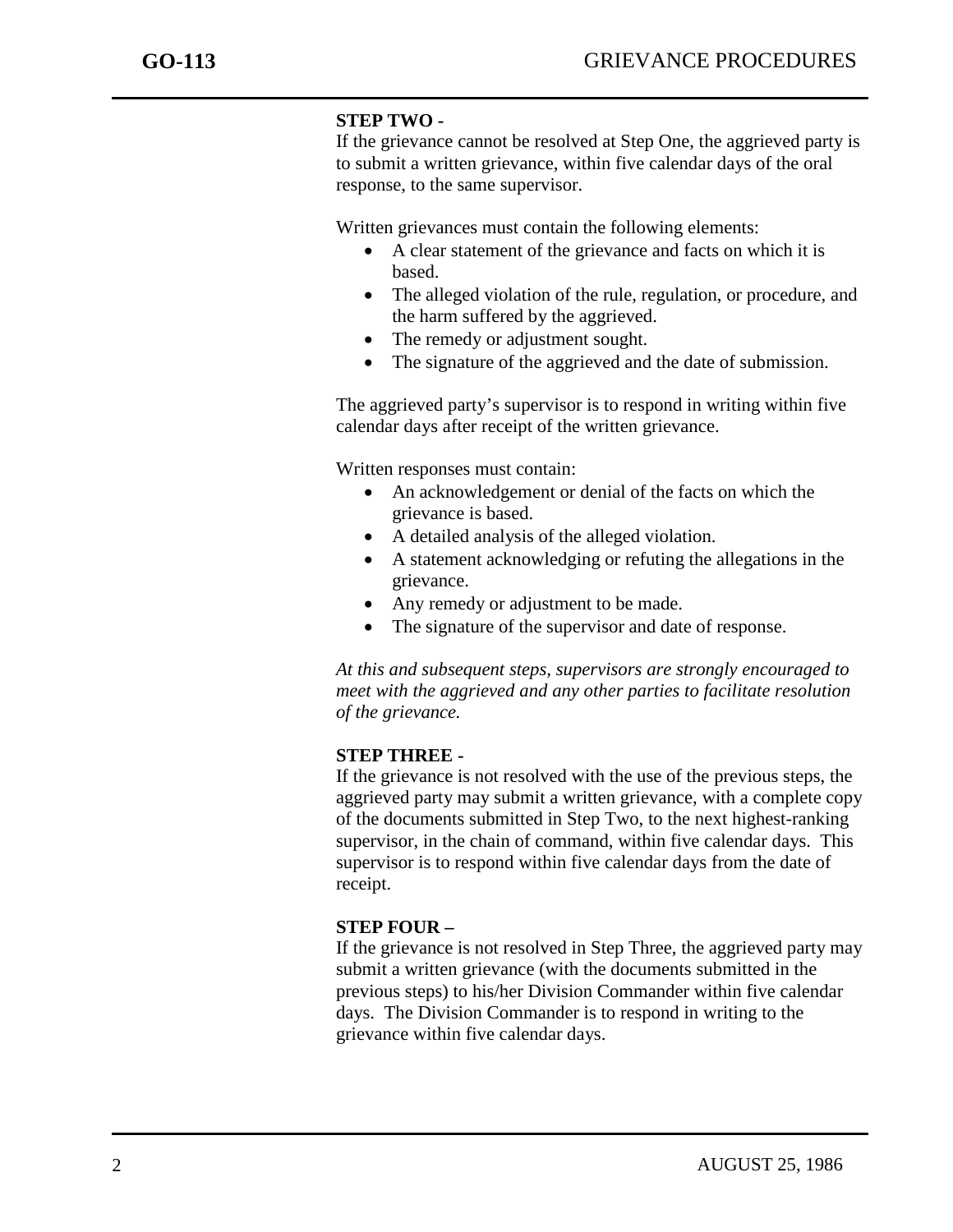**STEP TWO** -
If the grievance cannot be resolved at Step One, the aggrieved party is to submit a written grievance, within five calendar days of the oral response, to the same supervisor.

Written grievances must contain the following elements:

- A clear statement of the grievance and facts on which it is based.
- The alleged violation of the rule, regulation, or procedure, and the harm suffered by the aggrieved.
- The remedy or adjustment sought.
- The signature of the aggrieved and the date of submission.

The aggrieved party's supervisor is to respond in writing within five calendar days after receipt of the written grievance.

Written responses must contain:

- An acknowledgement or denial of the facts on which the grievance is based.
- A detailed analysis of the alleged violation.
- A statement acknowledging or refuting the allegations in the grievance.
- Any remedy or adjustment to be made.
- The signature of the supervisor and date of response.

*At this and subsequent steps, supervisors are strongly encouraged to meet with the aggrieved and any other parties to facilitate resolution of the grievance.*

**STEP THREE** -
If the grievance is not resolved with the use of the previous steps, the aggrieved party may submit a written grievance, with a complete copy of the documents submitted in Step Two, to the next highest-ranking supervisor, in the chain of command, within five calendar days. This supervisor is to respond within five calendar days from the date of receipt.

**STEP FOUR –**
If the grievance is not resolved in Step Three, the aggrieved party may submit a written grievance (with the documents submitted in the previous steps) to his/her Division Commander within five calendar days. The Division Commander is to respond in writing to the grievance within five calendar days.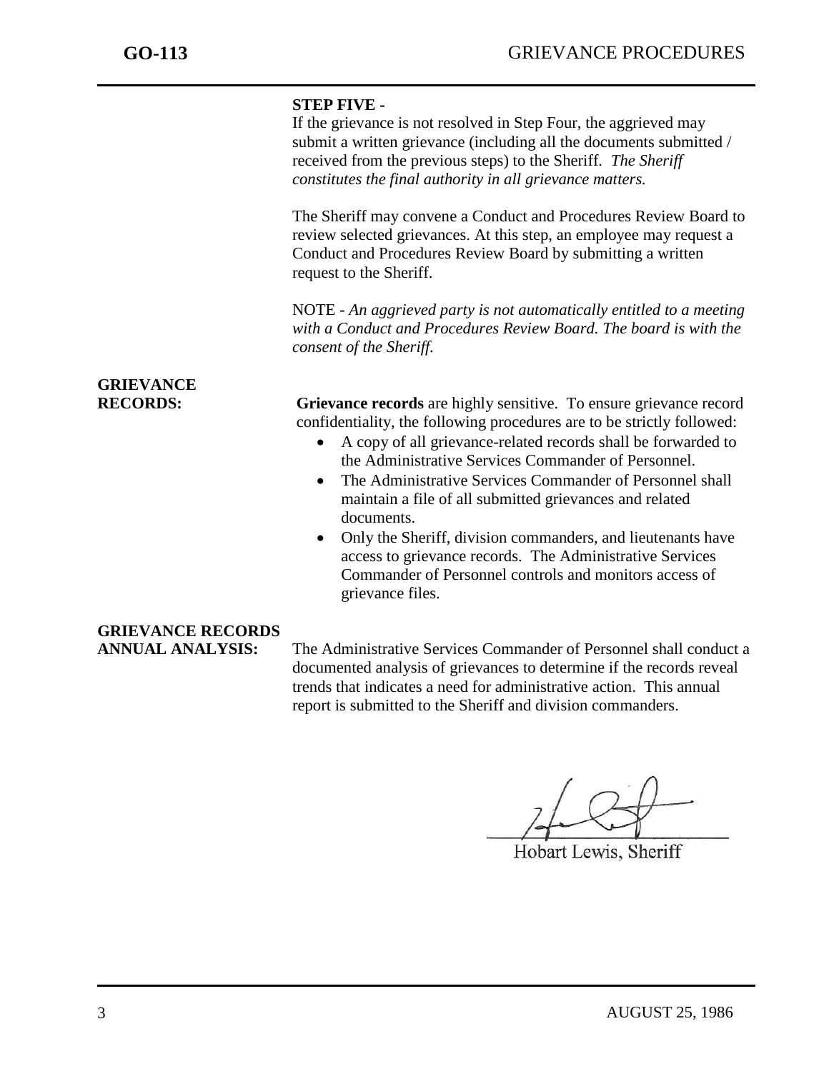**STEP FIVE -**
If the grievance is not resolved in Step Four, the aggrieved may submit a written grievance (including all the documents submitted / received from the previous steps) to the Sheriff. *The Sheriff constitutes the final authority in all grievance matters.*

The Sheriff may convene a Conduct and Procedures Review Board to review selected grievances. At this step, an employee may request a Conduct and Procedures Review Board by submitting a written request to the Sheriff.

NOTE - *An aggrieved party is not automatically entitled to a meeting with a Conduct and Procedures Review Board. The board is with the consent of the Sheriff.*

**GRIEVANCE RECORDS:**

**Grievance records** are highly sensitive. To ensure grievance record confidentiality, the following procedures are to be strictly followed:

- A copy of all grievance-related records shall be forwarded to the Administrative Services Commander of Personnel.
- The Administrative Services Commander of Personnel shall maintain a file of all submitted grievances and related documents.
- Only the Sheriff, division commanders, and lieutenants have access to grievance records. The Administrative Services Commander of Personnel controls and monitors access of grievance files.

**GRIEVANCE RECORDS ANNUAL ANALYSIS:**

The Administrative Services Commander of Personnel shall conduct a documented analysis of grievances to determine if the records reveal trends that indicates a need for administrative action. This annual report is submitted to the Sheriff and division commanders.

Hobart Lewis, Sheriff

AUGUST 25, 1986